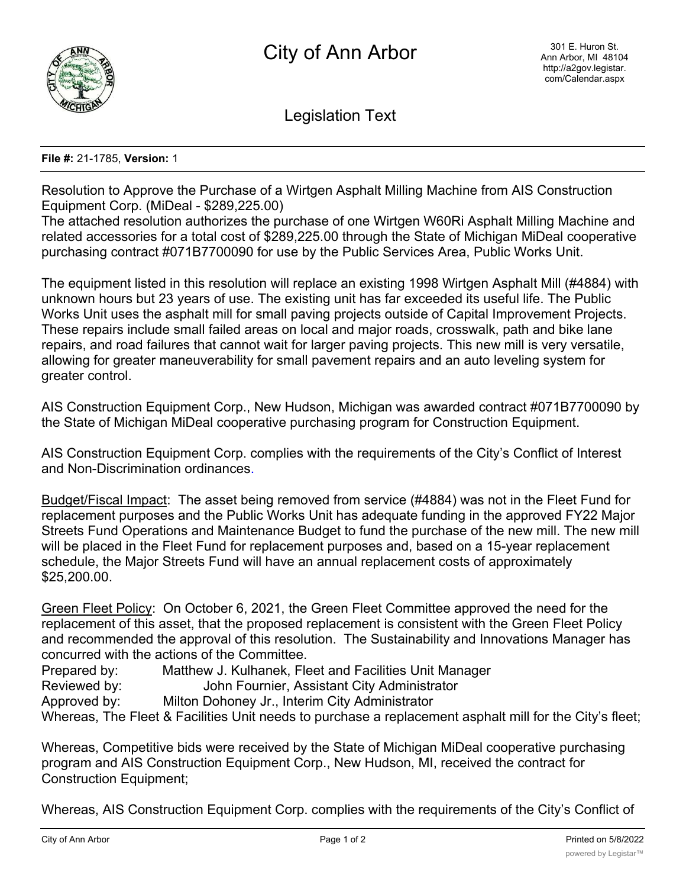# City of Ann Arbor

301 E. Huron St.
Ann Arbor, MI 48104
http://a2gov.legistar.com/Calendar.aspx

## Legislation Text

**File #:** 21-1785, **Version:** 1

Resolution to Approve the Purchase of a Wirtgen Asphalt Milling Machine from AIS Construction Equipment Corp. (MiDeal - $289,225.00)
The attached resolution authorizes the purchase of one Wirtgen W60Ri Asphalt Milling Machine and related accessories for a total cost of $289,225.00 through the State of Michigan MiDeal cooperative purchasing contract #071B7700090 for use by the Public Services Area, Public Works Unit.

The equipment listed in this resolution will replace an existing 1998 Wirtgen Asphalt Mill (#4884) with unknown hours but 23 years of use. The existing unit has far exceeded its useful life. The Public Works Unit uses the asphalt mill for small paving projects outside of Capital Improvement Projects. These repairs include small failed areas on local and major roads, crosswalk, path and bike lane repairs, and road failures that cannot wait for larger paving projects. This new mill is very versatile, allowing for greater maneuverability for small pavement repairs and an auto leveling system for greater control.

AIS Construction Equipment Corp., New Hudson, Michigan was awarded contract #071B7700090 by the State of Michigan MiDeal cooperative purchasing program for Construction Equipment.

AIS Construction Equipment Corp. complies with the requirements of the City's Conflict of Interest and Non-Discrimination ordinances.

Budget/Fiscal Impact: The asset being removed from service (#4884) was not in the Fleet Fund for replacement purposes and the Public Works Unit has adequate funding in the approved FY22 Major Streets Fund Operations and Maintenance Budget to fund the purchase of the new mill. The new mill will be placed in the Fleet Fund for replacement purposes and, based on a 15-year replacement schedule, the Major Streets Fund will have an annual replacement costs of approximately $25,200.00.

Green Fleet Policy: On October 6, 2021, the Green Fleet Committee approved the need for the replacement of this asset, that the proposed replacement is consistent with the Green Fleet Policy and recommended the approval of this resolution. The Sustainability and Innovations Manager has concurred with the actions of the Committee.
Prepared by: Matthew J. Kulhanek, Fleet and Facilities Unit Manager
Reviewed by: John Fournier, Assistant City Administrator
Approved by: Milton Dohoney Jr., Interim City Administrator
Whereas, The Fleet & Facilities Unit needs to purchase a replacement asphalt mill for the City's fleet;

Whereas, Competitive bids were received by the State of Michigan MiDeal cooperative purchasing program and AIS Construction Equipment Corp., New Hudson, MI, received the contract for Construction Equipment;

Whereas, AIS Construction Equipment Corp. complies with the requirements of the City's Conflict of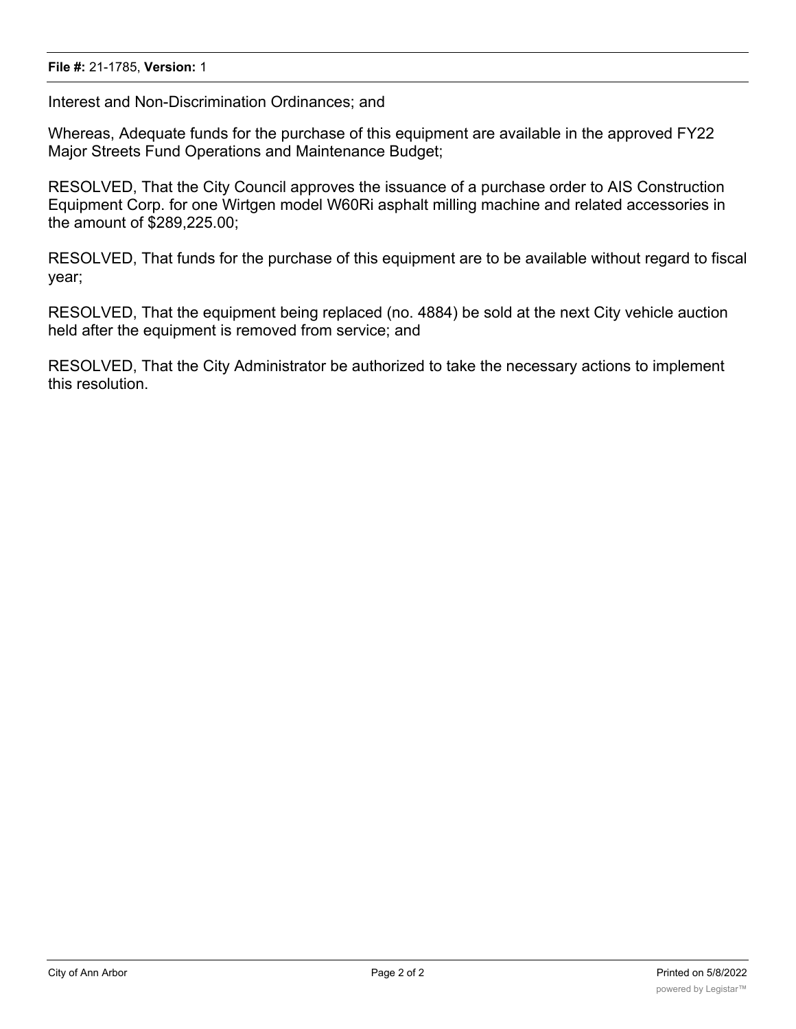Interest and Non-Discrimination Ordinances; and

Whereas, Adequate funds for the purchase of this equipment are available in the approved FY22 Major Streets Fund Operations and Maintenance Budget;

RESOLVED, That the City Council approves the issuance of a purchase order to AIS Construction Equipment Corp. for one Wirtgen model W60Ri asphalt milling machine and related accessories in the amount of $289,225.00;

RESOLVED, That funds for the purchase of this equipment are to be available without regard to fiscal year;

RESOLVED, That the equipment being replaced (no. 4884) be sold at the next City vehicle auction held after the equipment is removed from service; and

RESOLVED, That the City Administrator be authorized to take the necessary actions to implement this resolution.